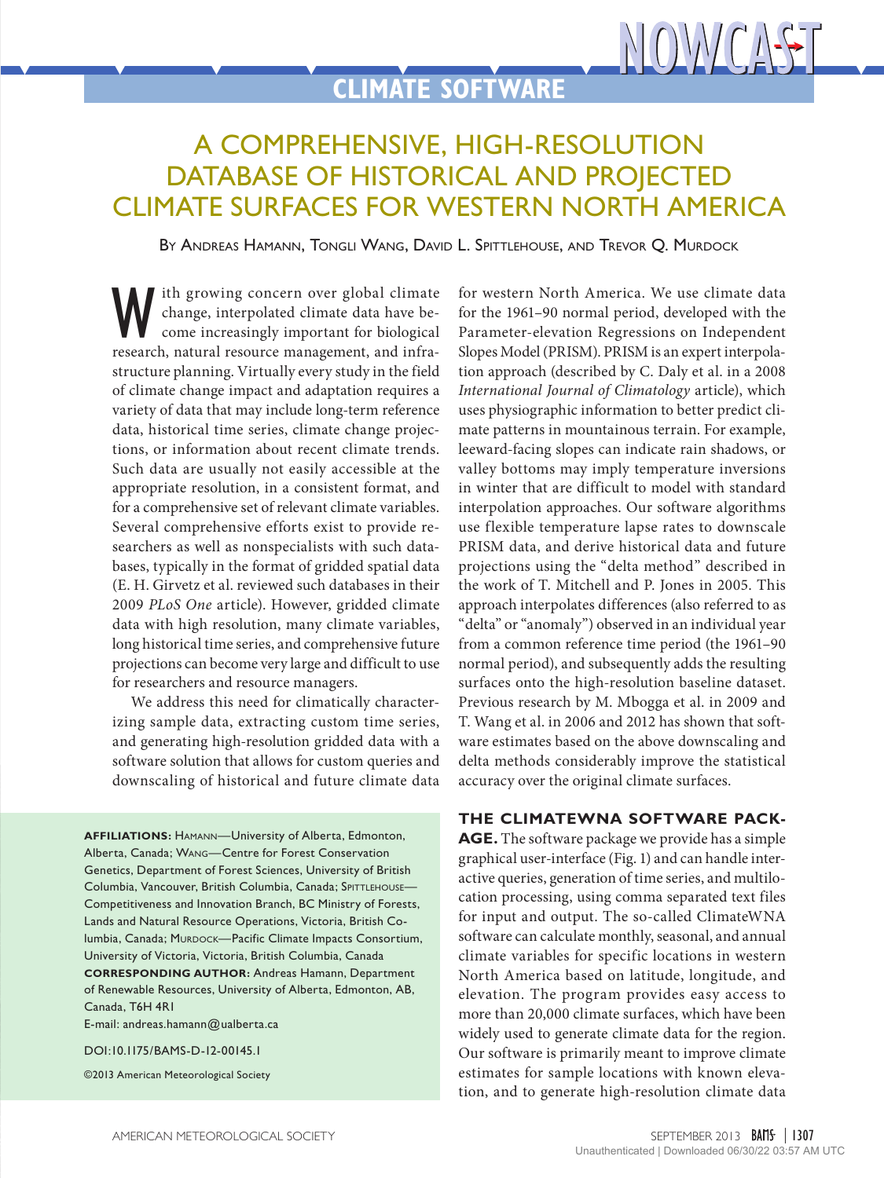# A COMPREHENSIVE, HIGH-RESOLUTION DATABASE OF HISTORICAL AND PROJECTED CLIMATE SURFACES FOR WESTERN NORTH AMERICA

By Andreas Hamann, Tongli Wang, David L. Spittlehouse, and Trevor Q. Murdock

With growing concern over global climate change, interpolated climate data have become increasingly important for biological research, natural resource management, and infrastructure planning. Virtually every study in the field of climate change impact and adaptation requires a variety of data that may include long-term reference data, historical time series, climate change projections, or information about recent climate trends. Such data are usually not easily accessible at the appropriate resolution, in a consistent format, and for a comprehensive set of relevant climate variables. Several comprehensive efforts exist to provide researchers as well as nonspecialists with such databases, typically in the format of gridded spatial data (E. H. Girvetz et al. reviewed such databases in their 2009 *PLoS One* article). However, gridded climate data with high resolution, many climate variables, long historical time series, and comprehensive future projections can become very large and difficult to use for researchers and resource managers.

We address this need for climatically characterizing sample data, extracting custom time series, and generating high-resolution gridded data with a software solution that allows for custom queries and downscaling of historical and future climate data for western North America. We use climate data for the 1961–90 normal period, developed with the Parameter-elevation Regressions on Independent Slopes Model (PRISM). PRISM is an expert interpolation approach (described by C. Daly et al. in a 2008 *International Journal of Climatology* article), which uses physiographic information to better predict climate patterns in mountainous terrain. For example, leeward-facing slopes can indicate rain shadows, or valley bottoms may imply temperature inversions in winter that are difficult to model with standard interpolation approaches. Our software algorithms use flexible temperature lapse rates to downscale PRISM data, and derive historical data and future projections using the "delta method" described in the work of T. Mitchell and P. Jones in 2005. This approach interpolates differences (also referred to as "delta" or "anomaly") observed in an individual year from a common reference time period (the 1961–90 normal period), and subsequently adds the resulting surfaces onto the high-resolution baseline dataset. Previous research by M. Mbogga et al. in 2009 and T. Wang et al. in 2006 and 2012 has shown that software estimates based on the above downscaling and delta methods considerably improve the statistical accuracy over the original climate surfaces.

**AFFILIATIONS:** Hamann—University of Alberta, Edmonton, Alberta, Canada; Wang—Centre for Forest Conservation Genetics, Department of Forest Sciences, University of British Columbia, Vancouver, British Columbia, Canada; Spittlehouse—Competitiveness and Innovation Branch, BC Ministry of Forests, Lands and Natural Resource Operations, Victoria, British Columbia, Canada; Murdock—Pacific Climate Impacts Consortium, University of Victoria, Victoria, British Columbia, Canada

**CORRESPONDING AUTHOR:** Andreas Hamann, Department of Renewable Resources, University of Alberta, Edmonton, AB, Canada, T6H 4R1

E-mail: andreas.hamann@ualberta.ca

DOI:10.1175/BAMS-D-12-00145.1

©2013 American Meteorological Society

**THE CLIMATEWNA SOFTWARE PACKAGE.** The software package we provide has a simple graphical user-interface (Fig. 1) and can handle interactive queries, generation of time series, and multilocation processing, using comma separated text files for input and output. The so-called ClimateWNA software can calculate monthly, seasonal, and annual climate variables for specific locations in western North America based on latitude, longitude, and elevation. The program provides easy access to more than 20,000 climate surfaces, which have been widely used to generate climate data for the region. Our software is primarily meant to improve climate estimates for sample locations with known elevation, and to generate high-resolution climate data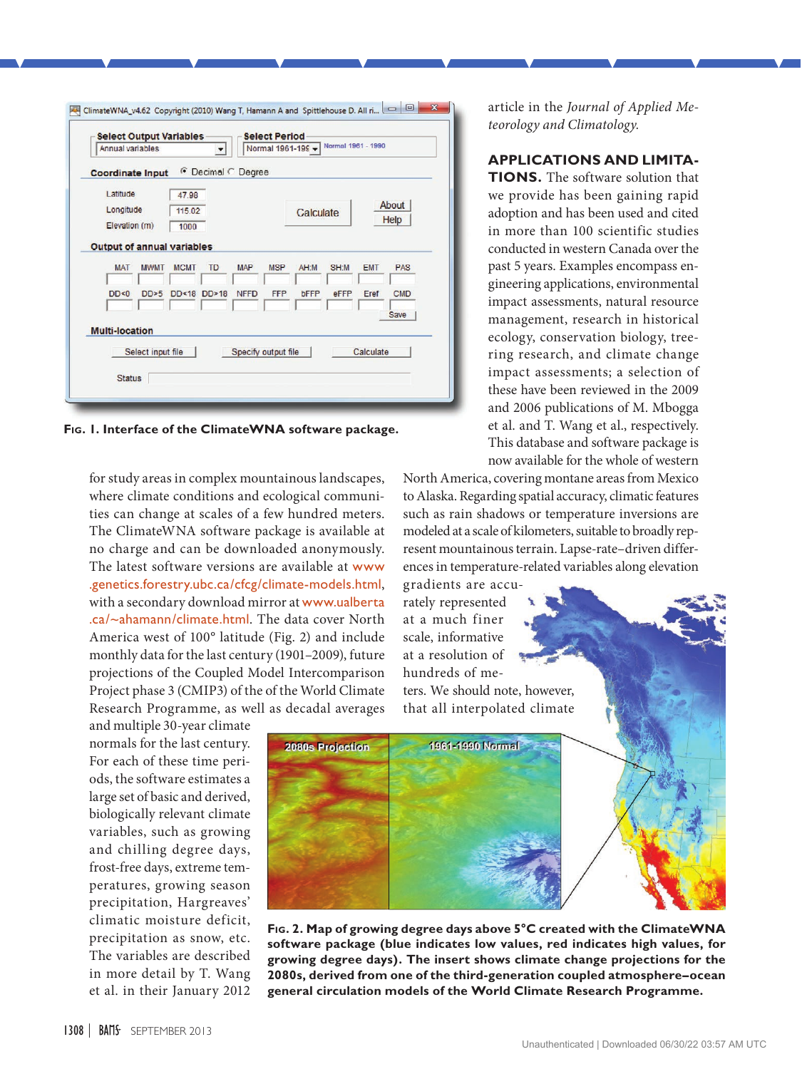Fig. 1. Interface of the ClimateWNA software package.

for study areas in complex mountainous landscapes, where climate conditions and ecological communities can change at scales of a few hundred meters. The ClimateWNA software package is available at no charge and can be downloaded anonymously. The latest software versions are available at www.genetics.forestry.ubc.ca/cfcg/climate-models.html, with a secondary download mirror at www.ualberta.ca/~ahamann/climate.html. The data cover North America west of 100° latitude (Fig. 2) and include monthly data for the last century (1901–2009), future projections of the Coupled Model Intercomparison Project phase 3 (CMIP3) of the of the World Climate Research Programme, as well as decadal averages and multiple 30-year climate normals for the last century. For each of these time periods, the software estimates a large set of basic and derived, biologically relevant climate variables, such as growing and chilling degree days, frost-free days, extreme temperatures, growing season precipitation, Hargreaves' climatic moisture deficit, precipitation as snow, etc. The variables are described in more detail by T. Wang et al. in their January 2012 article in the *Journal of Applied Meteorology and Climatology.*

**APPLICATIONS AND LIMITATIONS.** The software solution that we provide has been gaining rapid adoption and has been used and cited in more than 100 scientific studies conducted in western Canada over the past 5 years. Examples encompass engineering applications, environmental impact assessments, natural resource management, research in historical ecology, conservation biology, tree-ring research, and climate change impact assessments; a selection of these have been reviewed in the 2009 and 2006 publications of M. Mbogga et al. and T. Wang et al., respectively. This database and software package is now available for the whole of western North America, covering montane areas from Mexico to Alaska. Regarding spatial accuracy, climatic features such as rain shadows or temperature inversions are modeled at a scale of kilometers, suitable to broadly represent mountainous terrain. Lapse-rate–driven differences in temperature-related variables along elevation gradients are accurately represented at a much finer scale, informative at a resolution of hundreds of meters. We should note, however, that all interpolated climate

Fig. 2. Map of growing degree days above 5°C created with the ClimateWNA software package (blue indicates low values, red indicates high values, for growing degree days). The insert shows climate change projections for the 2080s, derived from one of the third-generation coupled atmosphere–ocean general circulation models of the World Climate Research Programme.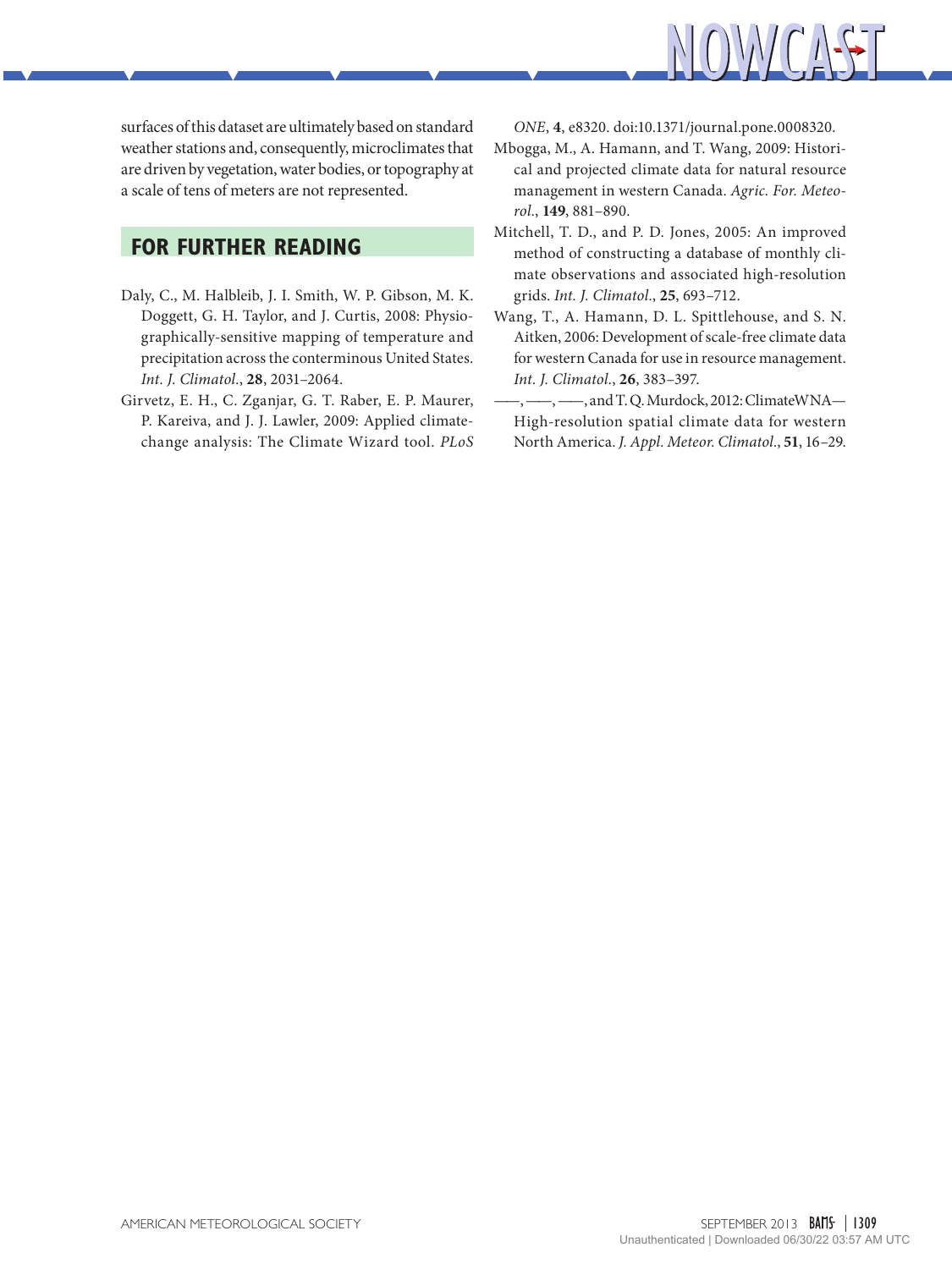surfaces of this dataset are ultimately based on standard weather stations and, consequently, microclimates that are driven by vegetation, water bodies, or topography at a scale of tens of meters are not represented.

## FOR FURTHER READING

Daly, C., M. Halbleib, J. I. Smith, W. P. Gibson, M. K. Doggett, G. H. Taylor, and J. Curtis, 2008: Physiographically-sensitive mapping of temperature and precipitation across the conterminous United States. *Int. J. Climatol.*, **28**, 2031–2064.

Girvetz, E. H., C. Zganjar, G. T. Raber, E. P. Maurer, P. Kareiva, and J. J. Lawler, 2009: Applied climate-change analysis: The Climate Wizard tool. *PLoS ONE*, **4**, e8320. doi:10.1371/journal.pone.0008320.

Mbogga, M., A. Hamann, and T. Wang, 2009: Historical and projected climate data for natural resource management in western Canada. *Agric. For. Meteorol.*, **149**, 881–890.

Mitchell, T. D., and P. D. Jones, 2005: An improved method of constructing a database of monthly climate observations and associated high-resolution grids. *Int. J. Climatol.*, **25**, 693–712.

Wang, T., A. Hamann, D. L. Spittlehouse, and S. N. Aitken, 2006: Development of scale-free climate data for western Canada for use in resource management. *Int. J. Climatol.*, **26**, 383–397.

——, ——, ——, and T. Q. Murdock, 2012: ClimateWNA—High-resolution spatial climate data for western North America. *J. Appl. Meteor. Climatol.*, **51**, 16–29.